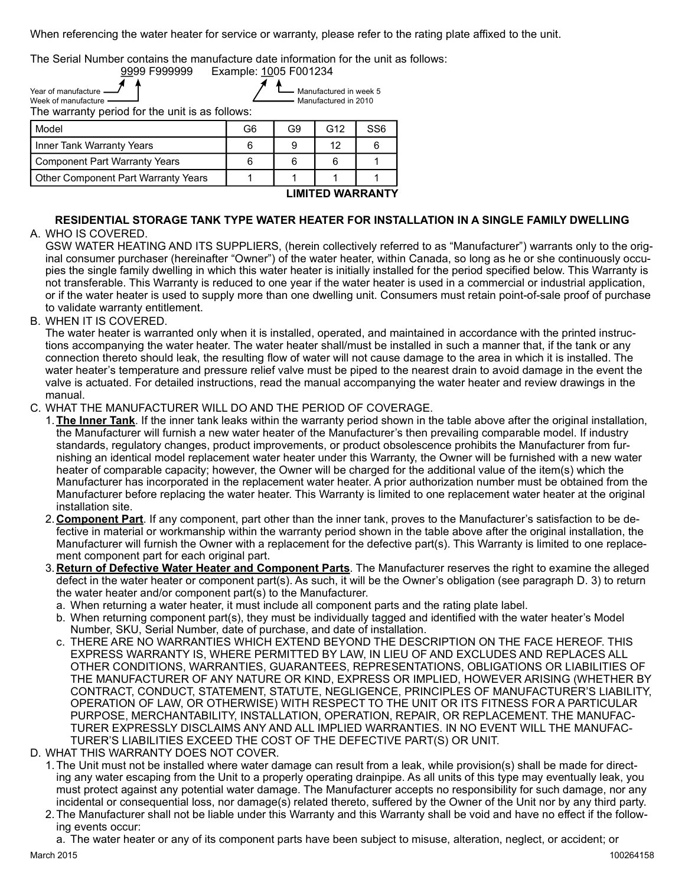When referencing the water heater for service or warranty, please refer to the rating plate affixed to the unit.

The Serial Number contains the manufacture date information for the unit as follows:

9999 F999999 Example: 1005 F001234

Year of manufacture — Manufactured in week 5
Week of manufacture — Manufactured in 2010

The warranty period for the unit is as follows:

| Model | G6 | G9 | G12 | SS6 |
|---|---|---|---|---|
| Inner Tank Warranty Years | 6 | 9 | 12 | 6 |
| Component Part Warranty Years | 6 | 6 | 6 | 1 |
| Other Component Part Warranty Years | 1 | 1 | 1 | 1 |

**LIMITED WARRANTY**

## RESIDENTIAL STORAGE TANK TYPE WATER HEATER FOR INSTALLATION IN A SINGLE FAMILY DWELLING

A. WHO IS COVERED.

GSW WATER HEATING AND ITS SUPPLIERS, (herein collectively referred to as "Manufacturer") warrants only to the original consumer purchaser (hereinafter "Owner") of the water heater, within Canada, so long as he or she continuously occupies the single family dwelling in which this water heater is initially installed for the period specified below. This Warranty is not transferable. This Warranty is reduced to one year if the water heater is used in a commercial or industrial application, or if the water heater is used to supply more than one dwelling unit. Consumers must retain point-of-sale proof of purchase to validate warranty entitlement.

B. WHEN IT IS COVERED.

The water heater is warranted only when it is installed, operated, and maintained in accordance with the printed instructions accompanying the water heater. The water heater shall/must be installed in such a manner that, if the tank or any connection thereto should leak, the resulting flow of water will not cause damage to the area in which it is installed. The water heater's temperature and pressure relief valve must be piped to the nearest drain to avoid damage in the event the valve is actuated. For detailed instructions, read the manual accompanying the water heater and review drawings in the manual.

C. WHAT THE MANUFACTURER WILL DO AND THE PERIOD OF COVERAGE.

1. **The Inner Tank**. If the inner tank leaks within the warranty period shown in the table above after the original installation, the Manufacturer will furnish a new water heater of the Manufacturer's then prevailing comparable model. If industry standards, regulatory changes, product improvements, or product obsolescence prohibits the Manufacturer from furnishing an identical model replacement water heater under this Warranty, the Owner will be furnished with a new water heater of comparable capacity; however, the Owner will be charged for the additional value of the item(s) which the Manufacturer has incorporated in the replacement water heater. A prior authorization number must be obtained from the Manufacturer before replacing the water heater. This Warranty is limited to one replacement water heater at the original installation site.
2. **Component Part**. If any component, part other than the inner tank, proves to the Manufacturer's satisfaction to be defective in material or workmanship within the warranty period shown in the table above after the original installation, the Manufacturer will furnish the Owner with a replacement for the defective part(s). This Warranty is limited to one replacement component part for each original part.
3. **Return of Defective Water Heater and Component Parts**. The Manufacturer reserves the right to examine the alleged defect in the water heater or component part(s). As such, it will be the Owner's obligation (see paragraph D. 3) to return the water heater and/or component part(s) to the Manufacturer.
   a. When returning a water heater, it must include all component parts and the rating plate label.
   b. When returning component part(s), they must be individually tagged and identified with the water heater's Model Number, SKU, Serial Number, date of purchase, and date of installation.
   c. THERE ARE NO WARRANTIES WHICH EXTEND BEYOND THE DESCRIPTION ON THE FACE HEREOF. THIS EXPRESS WARRANTY IS, WHERE PERMITTED BY LAW, IN LIEU OF AND EXCLUDES AND REPLACES ALL OTHER CONDITIONS, WARRANTIES, GUARANTEES, REPRESENTATIONS, OBLIGATIONS OR LIABILITIES OF THE MANUFACTURER OF ANY NATURE OR KIND, EXPRESS OR IMPLIED, HOWEVER ARISING (WHETHER BY CONTRACT, CONDUCT, STATEMENT, STATUTE, NEGLIGENCE, PRINCIPLES OF MANUFACTURER'S LIABILITY, OPERATION OF LAW, OR OTHERWISE) WITH RESPECT TO THE UNIT OR ITS FITNESS FOR A PARTICULAR PURPOSE, MERCHANTABILITY, INSTALLATION, OPERATION, REPAIR, OR REPLACEMENT. THE MANUFACTURER EXPRESSLY DISCLAIMS ANY AND ALL IMPLIED WARRANTIES. IN NO EVENT WILL THE MANUFACTURER'S LIABILITIES EXCEED THE COST OF THE DEFECTIVE PART(S) OR UNIT.

D. WHAT THIS WARRANTY DOES NOT COVER.

1. The Unit must not be installed where water damage can result from a leak, while provision(s) shall be made for directing any water escaping from the Unit to a properly operating drainpipe. As all units of this type may eventually leak, you must protect against any potential water damage. The Manufacturer accepts no responsibility for such damage, nor any incidental or consequential loss, nor damage(s) related thereto, suffered by the Owner of the Unit nor by any third party.
2. The Manufacturer shall not be liable under this Warranty and this Warranty shall be void and have no effect if the following events occur:
   a. The water heater or any of its component parts have been subject to misuse, alteration, neglect, or accident; or

March 2015 100264158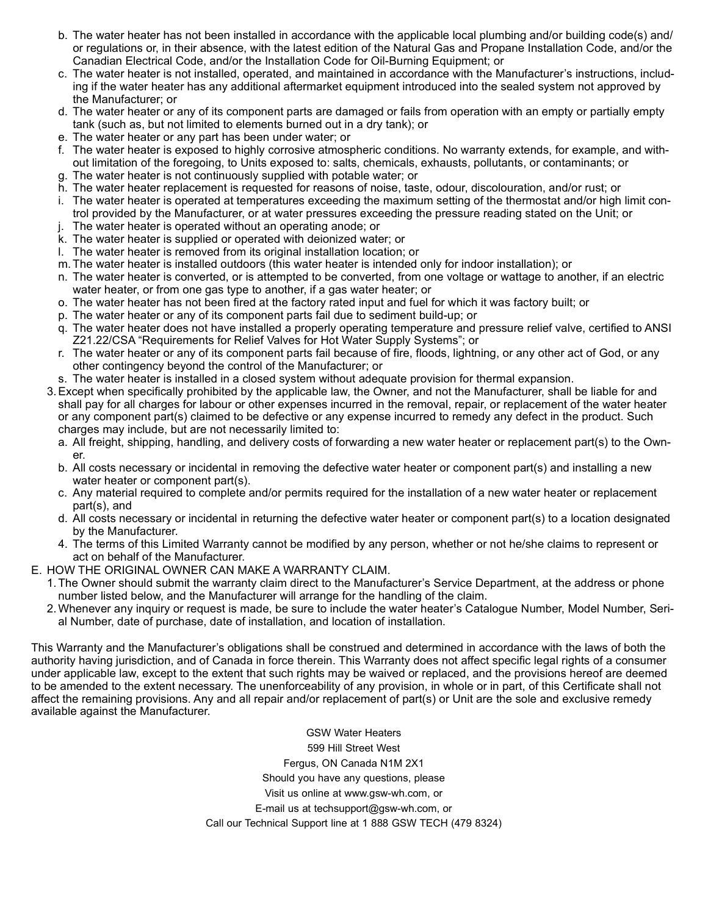b. The water heater has not been installed in accordance with the applicable local plumbing and/or building code(s) and/or regulations or, in their absence, with the latest edition of the Natural Gas and Propane Installation Code, and/or the Canadian Electrical Code, and/or the Installation Code for Oil-Burning Equipment; or

c. The water heater is not installed, operated, and maintained in accordance with the Manufacturer's instructions, including if the water heater has any additional aftermarket equipment introduced into the sealed system not approved by the Manufacturer; or

d. The water heater or any of its component parts are damaged or fails from operation with an empty or partially empty tank (such as, but not limited to elements burned out in a dry tank); or

e. The water heater or any part has been under water; or

f. The water heater is exposed to highly corrosive atmospheric conditions. No warranty extends, for example, and without limitation of the foregoing, to Units exposed to: salts, chemicals, exhausts, pollutants, or contaminants; or

g. The water heater is not continuously supplied with potable water; or

h. The water heater replacement is requested for reasons of noise, taste, odour, discolouration, and/or rust; or

i. The water heater is operated at temperatures exceeding the maximum setting of the thermostat and/or high limit control provided by the Manufacturer, or at water pressures exceeding the pressure reading stated on the Unit; or

j. The water heater is operated without an operating anode; or

k. The water heater is supplied or operated with deionized water; or

l. The water heater is removed from its original installation location; or

m. The water heater is installed outdoors (this water heater is intended only for indoor installation); or

n. The water heater is converted, or is attempted to be converted, from one voltage or wattage to another, if an electric water heater, or from one gas type to another, if a gas water heater; or

o. The water heater has not been fired at the factory rated input and fuel for which it was factory built; or

p. The water heater or any of its component parts fail due to sediment build-up; or

q. The water heater does not have installed a properly operating temperature and pressure relief valve, certified to ANSI Z21.22/CSA "Requirements for Relief Valves for Hot Water Supply Systems"; or

r. The water heater or any of its component parts fail because of fire, floods, lightning, or any other act of God, or any other contingency beyond the control of the Manufacturer; or

s. The water heater is installed in a closed system without adequate provision for thermal expansion.

3. Except when specifically prohibited by the applicable law, the Owner, and not the Manufacturer, shall be liable for and shall pay for all charges for labour or other expenses incurred in the removal, repair, or replacement of the water heater or any component part(s) claimed to be defective or any expense incurred to remedy any defect in the product. Such charges may include, but are not necessarily limited to:

   a. All freight, shipping, handling, and delivery costs of forwarding a new water heater or replacement part(s) to the Owner.

   b. All costs necessary or incidental in removing the defective water heater or component part(s) and installing a new water heater or component part(s).

   c. Any material required to complete and/or permits required for the installation of a new water heater or replacement part(s), and

   d. All costs necessary or incidental in returning the defective water heater or component part(s) to a location designated by the Manufacturer.

4. The terms of this Limited Warranty cannot be modified by any person, whether or not he/she claims to represent or act on behalf of the Manufacturer.

E. HOW THE ORIGINAL OWNER CAN MAKE A WARRANTY CLAIM.

1. The Owner should submit the warranty claim direct to the Manufacturer's Service Department, at the address or phone number listed below, and the Manufacturer will arrange for the handling of the claim.

2. Whenever any inquiry or request is made, be sure to include the water heater's Catalogue Number, Model Number, Serial Number, date of purchase, date of installation, and location of installation.

This Warranty and the Manufacturer's obligations shall be construed and determined in accordance with the laws of both the authority having jurisdiction, and of Canada in force therein. This Warranty does not affect specific legal rights of a consumer under applicable law, except to the extent that such rights may be waived or replaced, and the provisions hereof are deemed to be amended to the extent necessary. The unenforceability of any provision, in whole or in part, of this Certificate shall not affect the remaining provisions. Any and all repair and/or replacement of part(s) or Unit are the sole and exclusive remedy available against the Manufacturer.

GSW Water Heaters
599 Hill Street West
Fergus, ON Canada N1M 2X1
Should you have any questions, please
Visit us online at www.gsw-wh.com, or
E-mail us at techsupport@gsw-wh.com, or
Call our Technical Support line at 1 888 GSW TECH (479 8324)